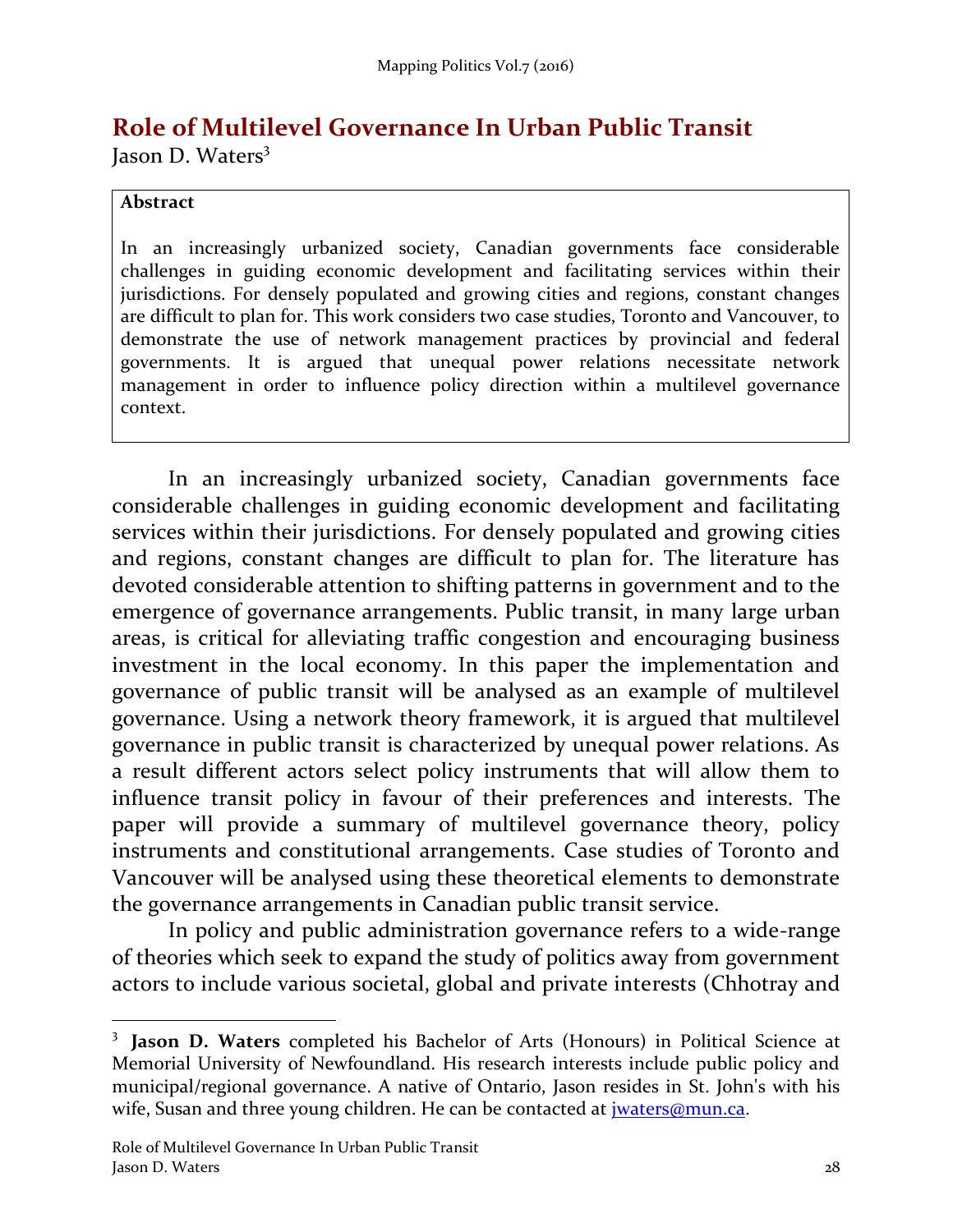# Role of Multilevel Governance In Urban Public Transit

Jason D. Waters[3]

**Abstract**

In an increasingly urbanized society, Canadian governments face considerable challenges in guiding economic development and facilitating services within their jurisdictions. For densely populated and growing cities and regions, constant changes are difficult to plan for. This work considers two case studies, Toronto and Vancouver, to demonstrate the use of network management practices by provincial and federal governments. It is argued that unequal power relations necessitate network management in order to influence policy direction within a multilevel governance context.

In an increasingly urbanized society, Canadian governments face considerable challenges in guiding economic development and facilitating services within their jurisdictions. For densely populated and growing cities and regions, constant changes are difficult to plan for. The literature has devoted considerable attention to shifting patterns in government and to the emergence of governance arrangements. Public transit, in many large urban areas, is critical for alleviating traffic congestion and encouraging business investment in the local economy. In this paper the implementation and governance of public transit will be analysed as an example of multilevel governance. Using a network theory framework, it is argued that multilevel governance in public transit is characterized by unequal power relations. As a result different actors select policy instruments that will allow them to influence transit policy in favour of their preferences and interests. The paper will provide a summary of multilevel governance theory, policy instruments and constitutional arrangements. Case studies of Toronto and Vancouver will be analysed using these theoretical elements to demonstrate the governance arrangements in Canadian public transit service.

In policy and public administration governance refers to a wide-range of theories which seek to expand the study of politics away from government actors to include various societal, global and private interests (Chhotray and

---

[3] **Jason D. Waters** completed his Bachelor of Arts (Honours) in Political Science at Memorial University of Newfoundland. His research interests include public policy and municipal/regional governance. A native of Ontario, Jason resides in St. John's with his wife, Susan and three young children. He can be contacted at jwaters@mun.ca.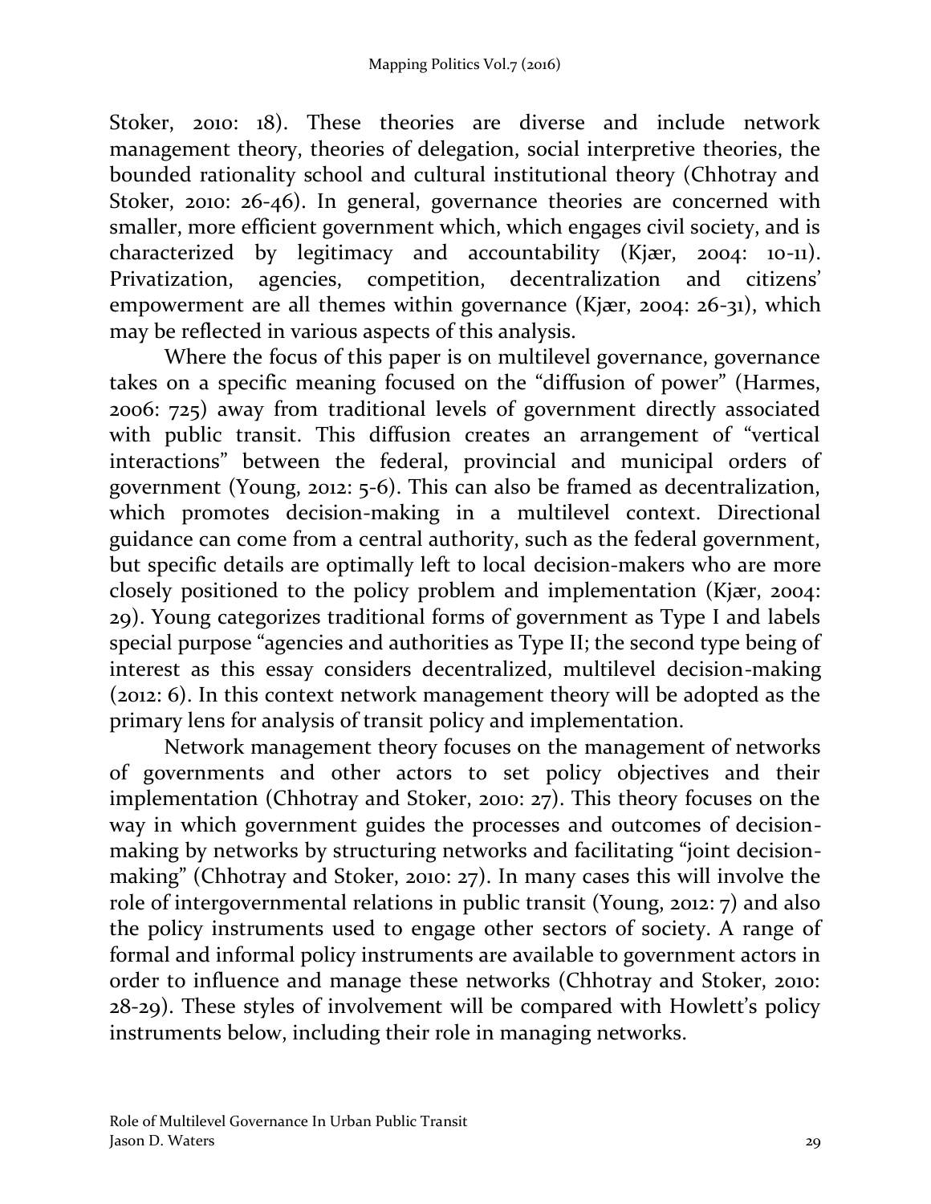Stoker, 2010: 18). These theories are diverse and include network management theory, theories of delegation, social interpretive theories, the bounded rationality school and cultural institutional theory (Chhotray and Stoker, 2010: 26-46). In general, governance theories are concerned with smaller, more efficient government which, which engages civil society, and is characterized by legitimacy and accountability (Kjær, 2004: 10-11). Privatization, agencies, competition, decentralization and citizens' empowerment are all themes within governance (Kjær, 2004: 26-31), which may be reflected in various aspects of this analysis.

Where the focus of this paper is on multilevel governance, governance takes on a specific meaning focused on the "diffusion of power" (Harmes, 2006: 725) away from traditional levels of government directly associated with public transit. This diffusion creates an arrangement of "vertical interactions" between the federal, provincial and municipal orders of government (Young, 2012: 5-6). This can also be framed as decentralization, which promotes decision-making in a multilevel context. Directional guidance can come from a central authority, such as the federal government, but specific details are optimally left to local decision-makers who are more closely positioned to the policy problem and implementation (Kjær, 2004: 29). Young categorizes traditional forms of government as Type I and labels special purpose "agencies and authorities as Type II; the second type being of interest as this essay considers decentralized, multilevel decision-making (2012: 6). In this context network management theory will be adopted as the primary lens for analysis of transit policy and implementation.

Network management theory focuses on the management of networks of governments and other actors to set policy objectives and their implementation (Chhotray and Stoker, 2010: 27). This theory focuses on the way in which government guides the processes and outcomes of decision-making by networks by structuring networks and facilitating "joint decision-making" (Chhotray and Stoker, 2010: 27). In many cases this will involve the role of intergovernmental relations in public transit (Young, 2012: 7) and also the policy instruments used to engage other sectors of society. A range of formal and informal policy instruments are available to government actors in order to influence and manage these networks (Chhotray and Stoker, 2010: 28-29). These styles of involvement will be compared with Howlett's policy instruments below, including their role in managing networks.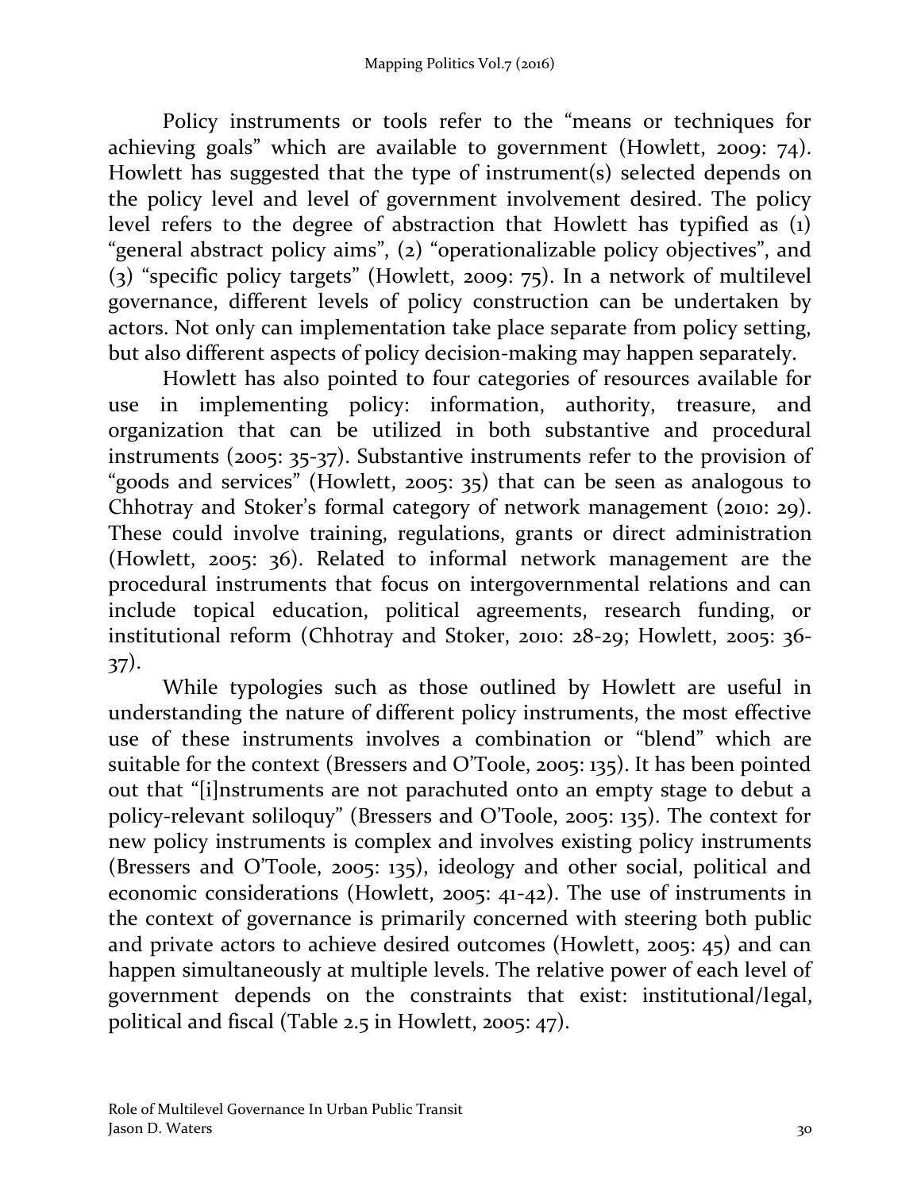Policy instruments or tools refer to the "means or techniques for achieving goals" which are available to government (Howlett, 2009: 74). Howlett has suggested that the type of instrument(s) selected depends on the policy level and level of government involvement desired. The policy level refers to the degree of abstraction that Howlett has typified as (1) "general abstract policy aims", (2) "operationalizable policy objectives", and (3) "specific policy targets" (Howlett, 2009: 75). In a network of multilevel governance, different levels of policy construction can be undertaken by actors. Not only can implementation take place separate from policy setting, but also different aspects of policy decision-making may happen separately.

Howlett has also pointed to four categories of resources available for use in implementing policy: information, authority, treasure, and organization that can be utilized in both substantive and procedural instruments (2005: 35-37). Substantive instruments refer to the provision of "goods and services" (Howlett, 2005: 35) that can be seen as analogous to Chhotray and Stoker's formal category of network management (2010: 29). These could involve training, regulations, grants or direct administration (Howlett, 2005: 36). Related to informal network management are the procedural instruments that focus on intergovernmental relations and can include topical education, political agreements, research funding, or institutional reform (Chhotray and Stoker, 2010: 28-29; Howlett, 2005: 36-37).

While typologies such as those outlined by Howlett are useful in understanding the nature of different policy instruments, the most effective use of these instruments involves a combination or "blend" which are suitable for the context (Bressers and O'Toole, 2005: 135). It has been pointed out that "[i]nstruments are not parachuted onto an empty stage to debut a policy-relevant soliloquy" (Bressers and O'Toole, 2005: 135). The context for new policy instruments is complex and involves existing policy instruments (Bressers and O'Toole, 2005: 135), ideology and other social, political and economic considerations (Howlett, 2005: 41-42). The use of instruments in the context of governance is primarily concerned with steering both public and private actors to achieve desired outcomes (Howlett, 2005: 45) and can happen simultaneously at multiple levels. The relative power of each level of government depends on the constraints that exist: institutional/legal, political and fiscal (Table 2.5 in Howlett, 2005: 47).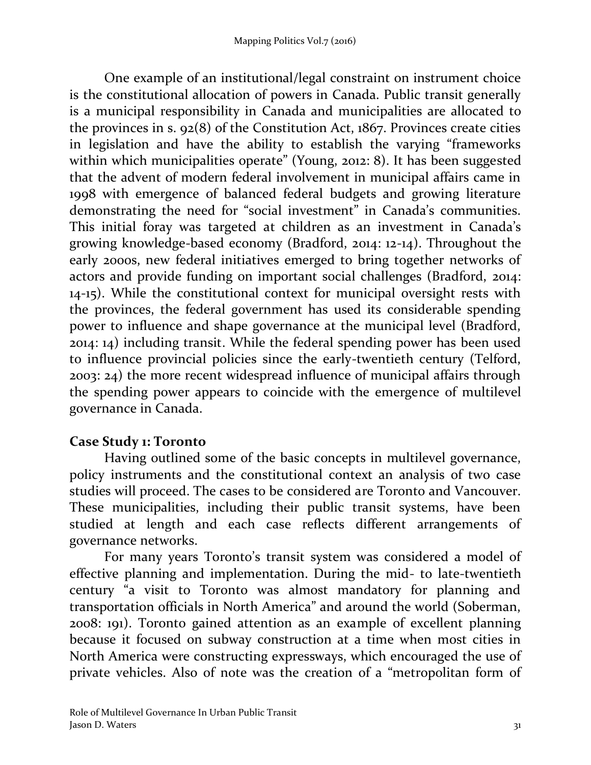One example of an institutional/legal constraint on instrument choice is the constitutional allocation of powers in Canada. Public transit generally is a municipal responsibility in Canada and municipalities are allocated to the provinces in s. 92(8) of the Constitution Act, 1867. Provinces create cities in legislation and have the ability to establish the varying "frameworks within which municipalities operate" (Young, 2012: 8). It has been suggested that the advent of modern federal involvement in municipal affairs came in 1998 with emergence of balanced federal budgets and growing literature demonstrating the need for "social investment" in Canada's communities. This initial foray was targeted at children as an investment in Canada's growing knowledge-based economy (Bradford, 2014: 12-14). Throughout the early 2000s, new federal initiatives emerged to bring together networks of actors and provide funding on important social challenges (Bradford, 2014: 14-15). While the constitutional context for municipal oversight rests with the provinces, the federal government has used its considerable spending power to influence and shape governance at the municipal level (Bradford, 2014: 14) including transit. While the federal spending power has been used to influence provincial policies since the early-twentieth century (Telford, 2003: 24) the more recent widespread influence of municipal affairs through the spending power appears to coincide with the emergence of multilevel governance in Canada.

## Case Study 1: Toronto

Having outlined some of the basic concepts in multilevel governance, policy instruments and the constitutional context an analysis of two case studies will proceed. The cases to be considered are Toronto and Vancouver. These municipalities, including their public transit systems, have been studied at length and each case reflects different arrangements of governance networks.

For many years Toronto's transit system was considered a model of effective planning and implementation. During the mid- to late-twentieth century "a visit to Toronto was almost mandatory for planning and transportation officials in North America" and around the world (Soberman, 2008: 191). Toronto gained attention as an example of excellent planning because it focused on subway construction at a time when most cities in North America were constructing expressways, which encouraged the use of private vehicles. Also of note was the creation of a "metropolitan form of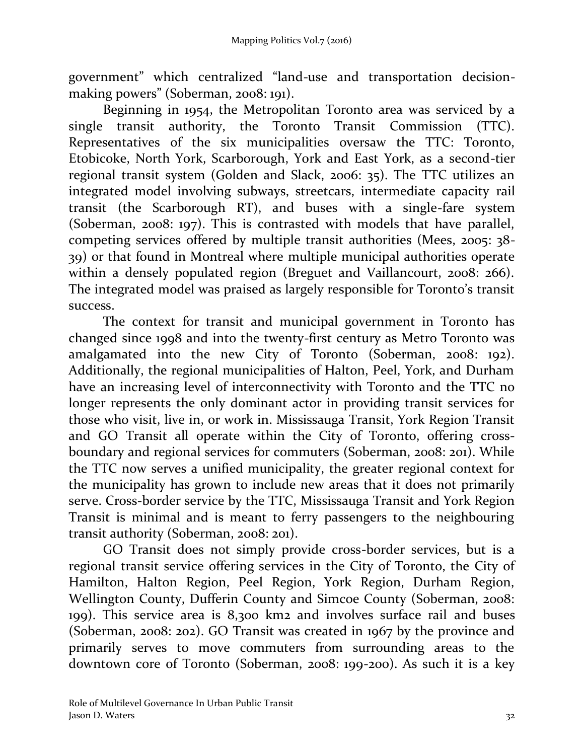government" which centralized "land-use and transportation decision-making powers" (Soberman, 2008: 191).

Beginning in 1954, the Metropolitan Toronto area was serviced by a single transit authority, the Toronto Transit Commission (TTC). Representatives of the six municipalities oversaw the TTC: Toronto, Etobicoke, North York, Scarborough, York and East York, as a second-tier regional transit system (Golden and Slack, 2006: 35). The TTC utilizes an integrated model involving subways, streetcars, intermediate capacity rail transit (the Scarborough RT), and buses with a single-fare system (Soberman, 2008: 197). This is contrasted with models that have parallel, competing services offered by multiple transit authorities (Mees, 2005: 38-39) or that found in Montreal where multiple municipal authorities operate within a densely populated region (Breguet and Vaillancourt, 2008: 266). The integrated model was praised as largely responsible for Toronto's transit success.

The context for transit and municipal government in Toronto has changed since 1998 and into the twenty-first century as Metro Toronto was amalgamated into the new City of Toronto (Soberman, 2008: 192). Additionally, the regional municipalities of Halton, Peel, York, and Durham have an increasing level of interconnectivity with Toronto and the TTC no longer represents the only dominant actor in providing transit services for those who visit, live in, or work in. Mississauga Transit, York Region Transit and GO Transit all operate within the City of Toronto, offering cross-boundary and regional services for commuters (Soberman, 2008: 201). While the TTC now serves a unified municipality, the greater regional context for the municipality has grown to include new areas that it does not primarily serve. Cross-border service by the TTC, Mississauga Transit and York Region Transit is minimal and is meant to ferry passengers to the neighbouring transit authority (Soberman, 2008: 201).

GO Transit does not simply provide cross-border services, but is a regional transit service offering services in the City of Toronto, the City of Hamilton, Halton Region, Peel Region, York Region, Durham Region, Wellington County, Dufferin County and Simcoe County (Soberman, 2008: 199). This service area is 8,300 km2 and involves surface rail and buses (Soberman, 2008: 202). GO Transit was created in 1967 by the province and primarily serves to move commuters from surrounding areas to the downtown core of Toronto (Soberman, 2008: 199-200). As such it is a key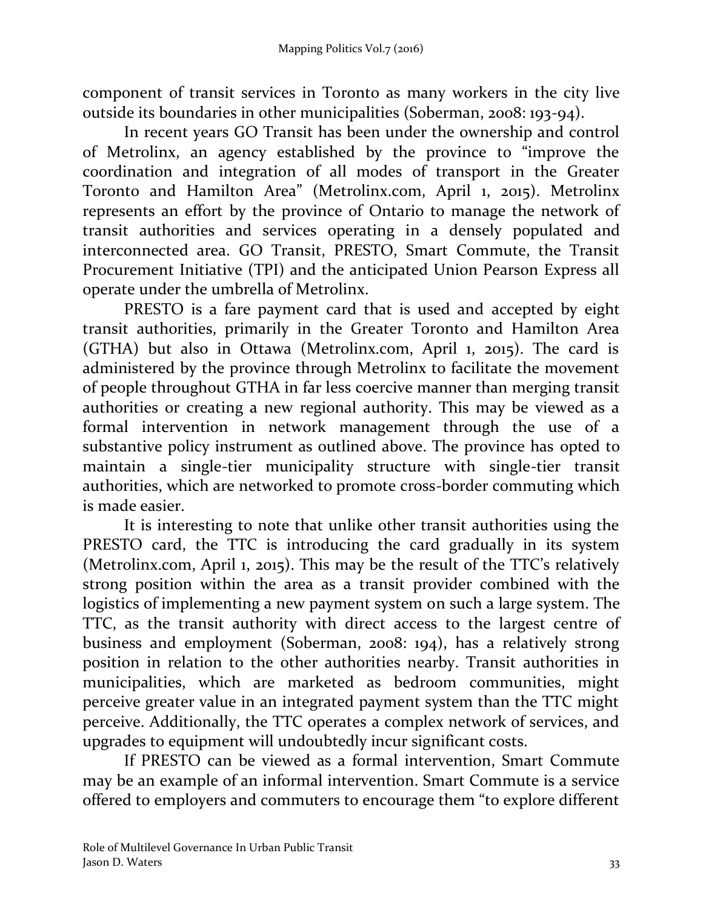component of transit services in Toronto as many workers in the city live outside its boundaries in other municipalities (Soberman, 2008: 193-94).

In recent years GO Transit has been under the ownership and control of Metrolinx, an agency established by the province to "improve the coordination and integration of all modes of transport in the Greater Toronto and Hamilton Area" (Metrolinx.com, April 1, 2015). Metrolinx represents an effort by the province of Ontario to manage the network of transit authorities and services operating in a densely populated and interconnected area. GO Transit, PRESTO, Smart Commute, the Transit Procurement Initiative (TPI) and the anticipated Union Pearson Express all operate under the umbrella of Metrolinx.

PRESTO is a fare payment card that is used and accepted by eight transit authorities, primarily in the Greater Toronto and Hamilton Area (GTHA) but also in Ottawa (Metrolinx.com, April 1, 2015). The card is administered by the province through Metrolinx to facilitate the movement of people throughout GTHA in far less coercive manner than merging transit authorities or creating a new regional authority. This may be viewed as a formal intervention in network management through the use of a substantive policy instrument as outlined above. The province has opted to maintain a single-tier municipality structure with single-tier transit authorities, which are networked to promote cross-border commuting which is made easier.

It is interesting to note that unlike other transit authorities using the PRESTO card, the TTC is introducing the card gradually in its system (Metrolinx.com, April 1, 2015). This may be the result of the TTC's relatively strong position within the area as a transit provider combined with the logistics of implementing a new payment system on such a large system. The TTC, as the transit authority with direct access to the largest centre of business and employment (Soberman, 2008: 194), has a relatively strong position in relation to the other authorities nearby. Transit authorities in municipalities, which are marketed as bedroom communities, might perceive greater value in an integrated payment system than the TTC might perceive. Additionally, the TTC operates a complex network of services, and upgrades to equipment will undoubtedly incur significant costs.

If PRESTO can be viewed as a formal intervention, Smart Commute may be an example of an informal intervention. Smart Commute is a service offered to employers and commuters to encourage them "to explore different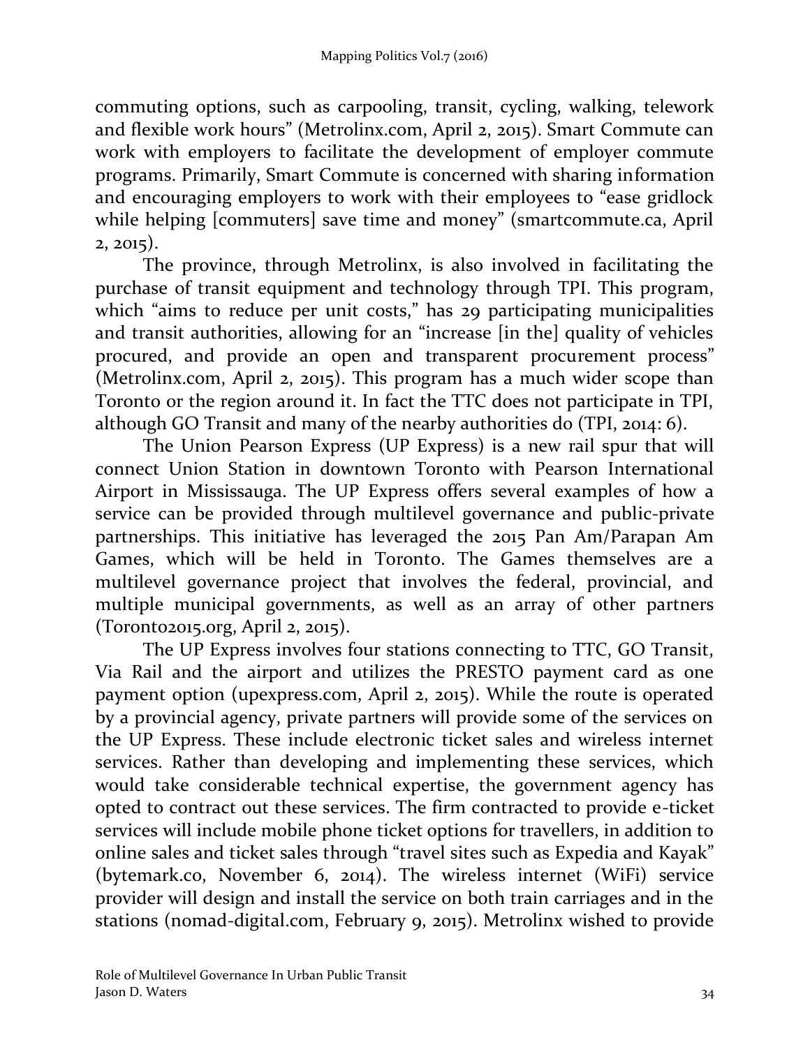commuting options, such as carpooling, transit, cycling, walking, telework and flexible work hours" (Metrolinx.com, April 2, 2015). Smart Commute can work with employers to facilitate the development of employer commute programs. Primarily, Smart Commute is concerned with sharing information and encouraging employers to work with their employees to "ease gridlock while helping [commuters] save time and money" (smartcommute.ca, April 2, 2015).

The province, through Metrolinx, is also involved in facilitating the purchase of transit equipment and technology through TPI. This program, which "aims to reduce per unit costs," has 29 participating municipalities and transit authorities, allowing for an "increase [in the] quality of vehicles procured, and provide an open and transparent procurement process" (Metrolinx.com, April 2, 2015). This program has a much wider scope than Toronto or the region around it. In fact the TTC does not participate in TPI, although GO Transit and many of the nearby authorities do (TPI, 2014: 6).

The Union Pearson Express (UP Express) is a new rail spur that will connect Union Station in downtown Toronto with Pearson International Airport in Mississauga. The UP Express offers several examples of how a service can be provided through multilevel governance and public-private partnerships. This initiative has leveraged the 2015 Pan Am/Parapan Am Games, which will be held in Toronto. The Games themselves are a multilevel governance project that involves the federal, provincial, and multiple municipal governments, as well as an array of other partners (Toronto2015.org, April 2, 2015).

The UP Express involves four stations connecting to TTC, GO Transit, Via Rail and the airport and utilizes the PRESTO payment card as one payment option (upexpress.com, April 2, 2015). While the route is operated by a provincial agency, private partners will provide some of the services on the UP Express. These include electronic ticket sales and wireless internet services. Rather than developing and implementing these services, which would take considerable technical expertise, the government agency has opted to contract out these services. The firm contracted to provide e-ticket services will include mobile phone ticket options for travellers, in addition to online sales and ticket sales through "travel sites such as Expedia and Kayak" (bytemark.co, November 6, 2014). The wireless internet (WiFi) service provider will design and install the service on both train carriages and in the stations (nomad-digital.com, February 9, 2015). Metrolinx wished to provide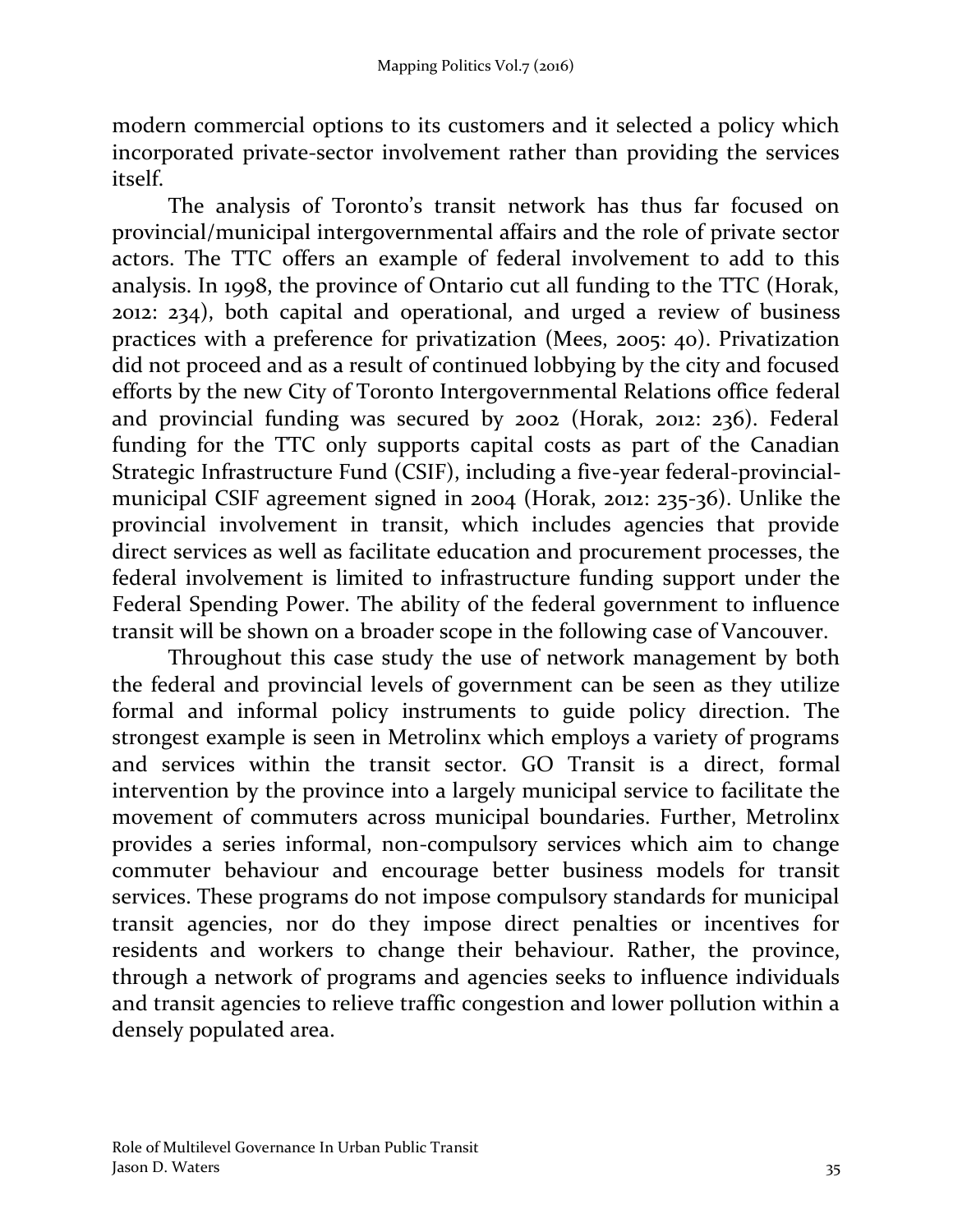modern commercial options to its customers and it selected a policy which incorporated private-sector involvement rather than providing the services itself.

The analysis of Toronto's transit network has thus far focused on provincial/municipal intergovernmental affairs and the role of private sector actors. The TTC offers an example of federal involvement to add to this analysis. In 1998, the province of Ontario cut all funding to the TTC (Horak, 2012: 234), both capital and operational, and urged a review of business practices with a preference for privatization (Mees, 2005: 40). Privatization did not proceed and as a result of continued lobbying by the city and focused efforts by the new City of Toronto Intergovernmental Relations office federal and provincial funding was secured by 2002 (Horak, 2012: 236). Federal funding for the TTC only supports capital costs as part of the Canadian Strategic Infrastructure Fund (CSIF), including a five-year federal-provincial-municipal CSIF agreement signed in 2004 (Horak, 2012: 235-36). Unlike the provincial involvement in transit, which includes agencies that provide direct services as well as facilitate education and procurement processes, the federal involvement is limited to infrastructure funding support under the Federal Spending Power. The ability of the federal government to influence transit will be shown on a broader scope in the following case of Vancouver.

Throughout this case study the use of network management by both the federal and provincial levels of government can be seen as they utilize formal and informal policy instruments to guide policy direction. The strongest example is seen in Metrolinx which employs a variety of programs and services within the transit sector. GO Transit is a direct, formal intervention by the province into a largely municipal service to facilitate the movement of commuters across municipal boundaries. Further, Metrolinx provides a series informal, non-compulsory services which aim to change commuter behaviour and encourage better business models for transit services. These programs do not impose compulsory standards for municipal transit agencies, nor do they impose direct penalties or incentives for residents and workers to change their behaviour. Rather, the province, through a network of programs and agencies seeks to influence individuals and transit agencies to relieve traffic congestion and lower pollution within a densely populated area.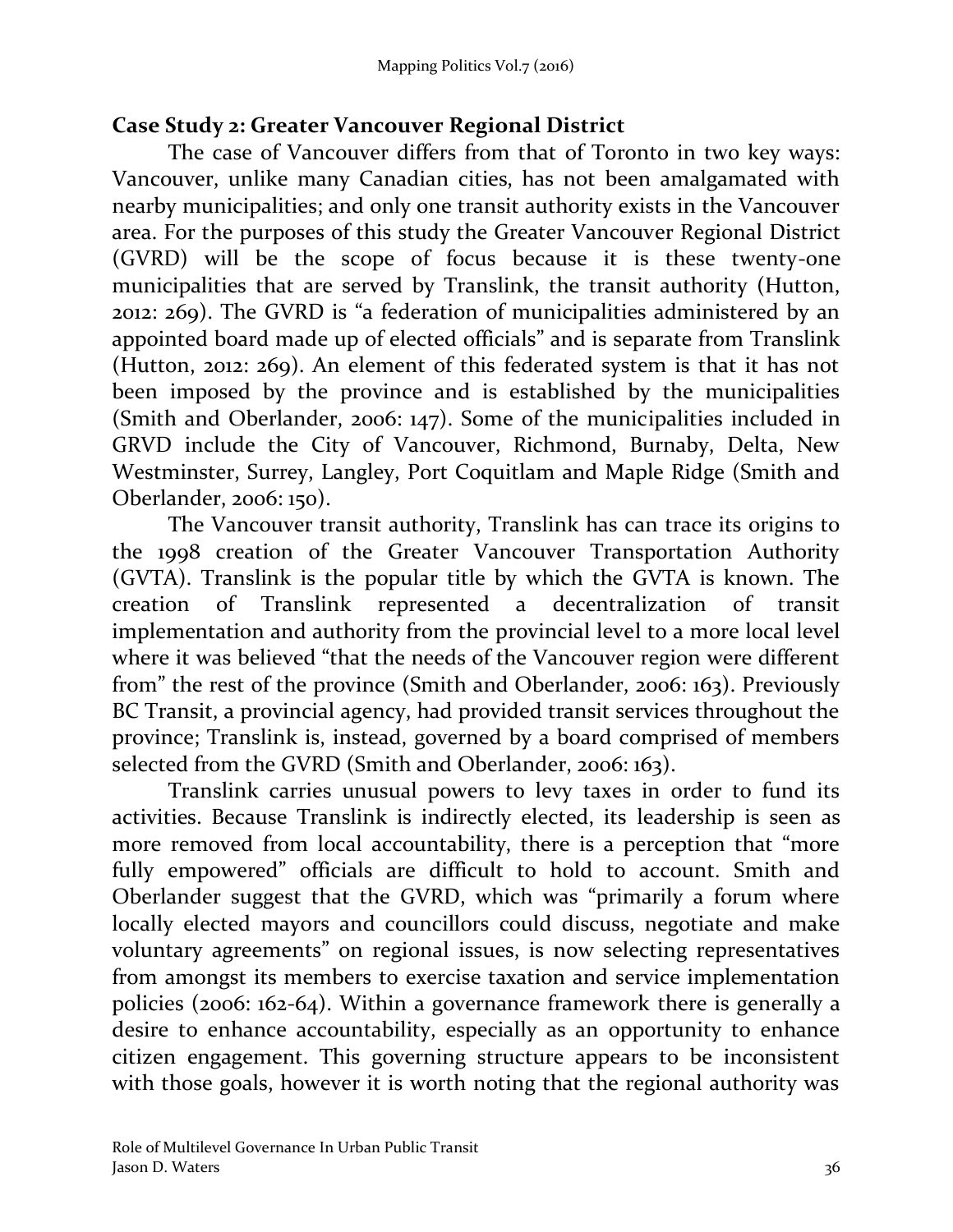**Case Study 2: Greater Vancouver Regional District**

The case of Vancouver differs from that of Toronto in two key ways: Vancouver, unlike many Canadian cities, has not been amalgamated with nearby municipalities; and only one transit authority exists in the Vancouver area. For the purposes of this study the Greater Vancouver Regional District (GVRD) will be the scope of focus because it is these twenty-one municipalities that are served by Translink, the transit authority (Hutton, 2012: 269). The GVRD is "a federation of municipalities administered by an appointed board made up of elected officials" and is separate from Translink (Hutton, 2012: 269). An element of this federated system is that it has not been imposed by the province and is established by the municipalities (Smith and Oberlander, 2006: 147). Some of the municipalities included in GRVD include the City of Vancouver, Richmond, Burnaby, Delta, New Westminster, Surrey, Langley, Port Coquitlam and Maple Ridge (Smith and Oberlander, 2006: 150).

The Vancouver transit authority, Translink has can trace its origins to the 1998 creation of the Greater Vancouver Transportation Authority (GVTA). Translink is the popular title by which the GVTA is known. The creation of Translink represented a decentralization of transit implementation and authority from the provincial level to a more local level where it was believed "that the needs of the Vancouver region were different from" the rest of the province (Smith and Oberlander, 2006: 163). Previously BC Transit, a provincial agency, had provided transit services throughout the province; Translink is, instead, governed by a board comprised of members selected from the GVRD (Smith and Oberlander, 2006: 163).

Translink carries unusual powers to levy taxes in order to fund its activities. Because Translink is indirectly elected, its leadership is seen as more removed from local accountability, there is a perception that "more fully empowered" officials are difficult to hold to account. Smith and Oberlander suggest that the GVRD, which was "primarily a forum where locally elected mayors and councillors could discuss, negotiate and make voluntary agreements" on regional issues, is now selecting representatives from amongst its members to exercise taxation and service implementation policies (2006: 162-64). Within a governance framework there is generally a desire to enhance accountability, especially as an opportunity to enhance citizen engagement. This governing structure appears to be inconsistent with those goals, however it is worth noting that the regional authority was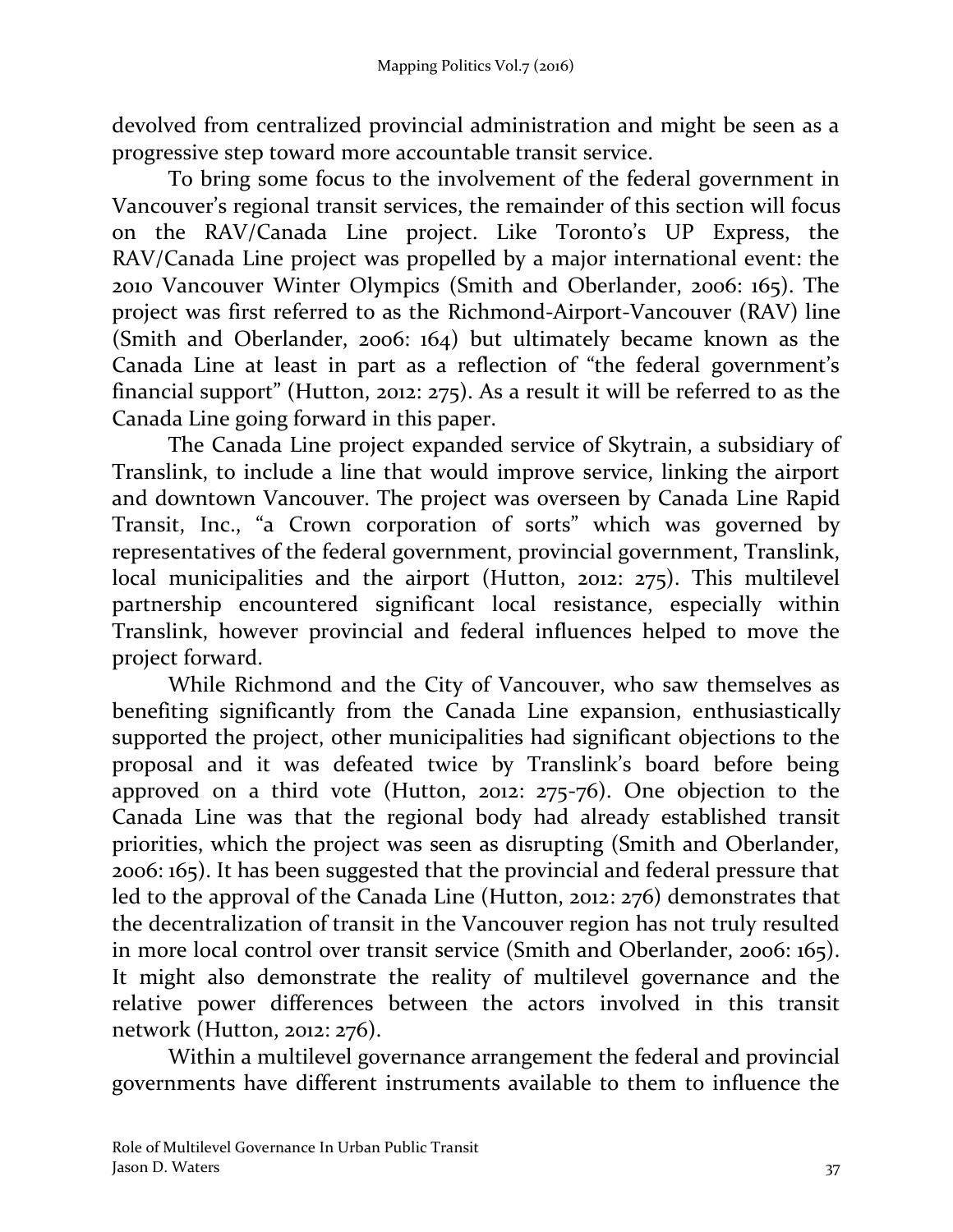devolved from centralized provincial administration and might be seen as a progressive step toward more accountable transit service.

To bring some focus to the involvement of the federal government in Vancouver's regional transit services, the remainder of this section will focus on the RAV/Canada Line project. Like Toronto's UP Express, the RAV/Canada Line project was propelled by a major international event: the 2010 Vancouver Winter Olympics (Smith and Oberlander, 2006: 165). The project was first referred to as the Richmond-Airport-Vancouver (RAV) line (Smith and Oberlander, 2006: 164) but ultimately became known as the Canada Line at least in part as a reflection of "the federal government's financial support" (Hutton, 2012: 275). As a result it will be referred to as the Canada Line going forward in this paper.

The Canada Line project expanded service of Skytrain, a subsidiary of Translink, to include a line that would improve service, linking the airport and downtown Vancouver. The project was overseen by Canada Line Rapid Transit, Inc., "a Crown corporation of sorts" which was governed by representatives of the federal government, provincial government, Translink, local municipalities and the airport (Hutton, 2012: 275). This multilevel partnership encountered significant local resistance, especially within Translink, however provincial and federal influences helped to move the project forward.

While Richmond and the City of Vancouver, who saw themselves as benefiting significantly from the Canada Line expansion, enthusiastically supported the project, other municipalities had significant objections to the proposal and it was defeated twice by Translink's board before being approved on a third vote (Hutton, 2012: 275-76). One objection to the Canada Line was that the regional body had already established transit priorities, which the project was seen as disrupting (Smith and Oberlander, 2006: 165). It has been suggested that the provincial and federal pressure that led to the approval of the Canada Line (Hutton, 2012: 276) demonstrates that the decentralization of transit in the Vancouver region has not truly resulted in more local control over transit service (Smith and Oberlander, 2006: 165). It might also demonstrate the reality of multilevel governance and the relative power differences between the actors involved in this transit network (Hutton, 2012: 276).

Within a multilevel governance arrangement the federal and provincial governments have different instruments available to them to influence the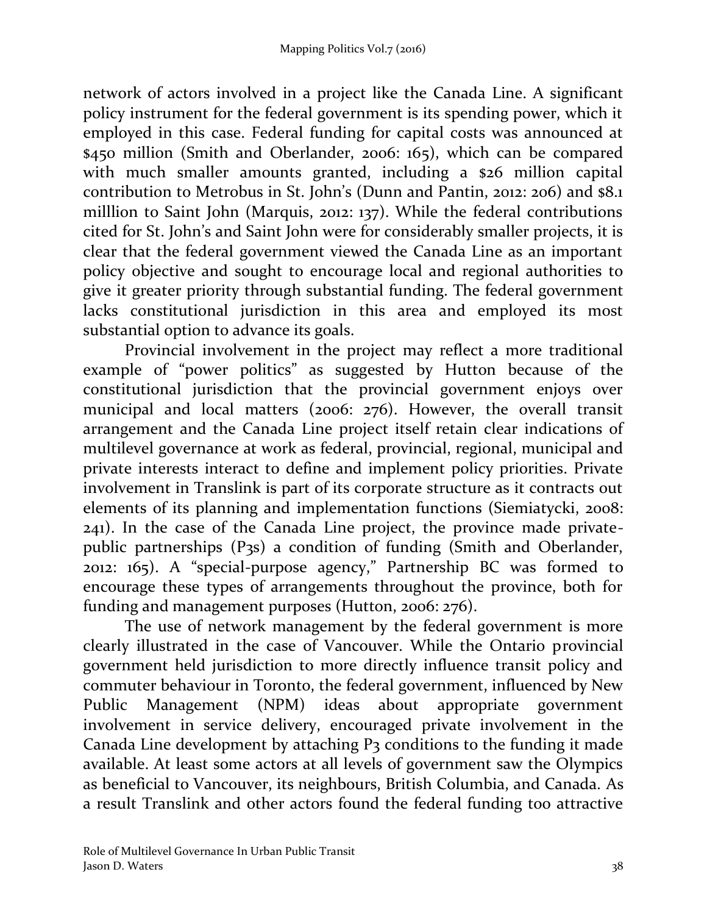network of actors involved in a project like the Canada Line. A significant policy instrument for the federal government is its spending power, which it employed in this case. Federal funding for capital costs was announced at $450 million (Smith and Oberlander, 2006: 165), which can be compared with much smaller amounts granted, including a $26 million capital contribution to Metrobus in St. John's (Dunn and Pantin, 2012: 206) and $8.1 milllion to Saint John (Marquis, 2012: 137). While the federal contributions cited for St. John's and Saint John were for considerably smaller projects, it is clear that the federal government viewed the Canada Line as an important policy objective and sought to encourage local and regional authorities to give it greater priority through substantial funding. The federal government lacks constitutional jurisdiction in this area and employed its most substantial option to advance its goals.

Provincial involvement in the project may reflect a more traditional example of "power politics" as suggested by Hutton because of the constitutional jurisdiction that the provincial government enjoys over municipal and local matters (2006: 276). However, the overall transit arrangement and the Canada Line project itself retain clear indications of multilevel governance at work as federal, provincial, regional, municipal and private interests interact to define and implement policy priorities. Private involvement in Translink is part of its corporate structure as it contracts out elements of its planning and implementation functions (Siemiatycki, 2008: 241). In the case of the Canada Line project, the province made private-public partnerships (P3s) a condition of funding (Smith and Oberlander, 2012: 165). A "special-purpose agency," Partnership BC was formed to encourage these types of arrangements throughout the province, both for funding and management purposes (Hutton, 2006: 276).

The use of network management by the federal government is more clearly illustrated in the case of Vancouver. While the Ontario provincial government held jurisdiction to more directly influence transit policy and commuter behaviour in Toronto, the federal government, influenced by New Public Management (NPM) ideas about appropriate government involvement in service delivery, encouraged private involvement in the Canada Line development by attaching P3 conditions to the funding it made available. At least some actors at all levels of government saw the Olympics as beneficial to Vancouver, its neighbours, British Columbia, and Canada. As a result Translink and other actors found the federal funding too attractive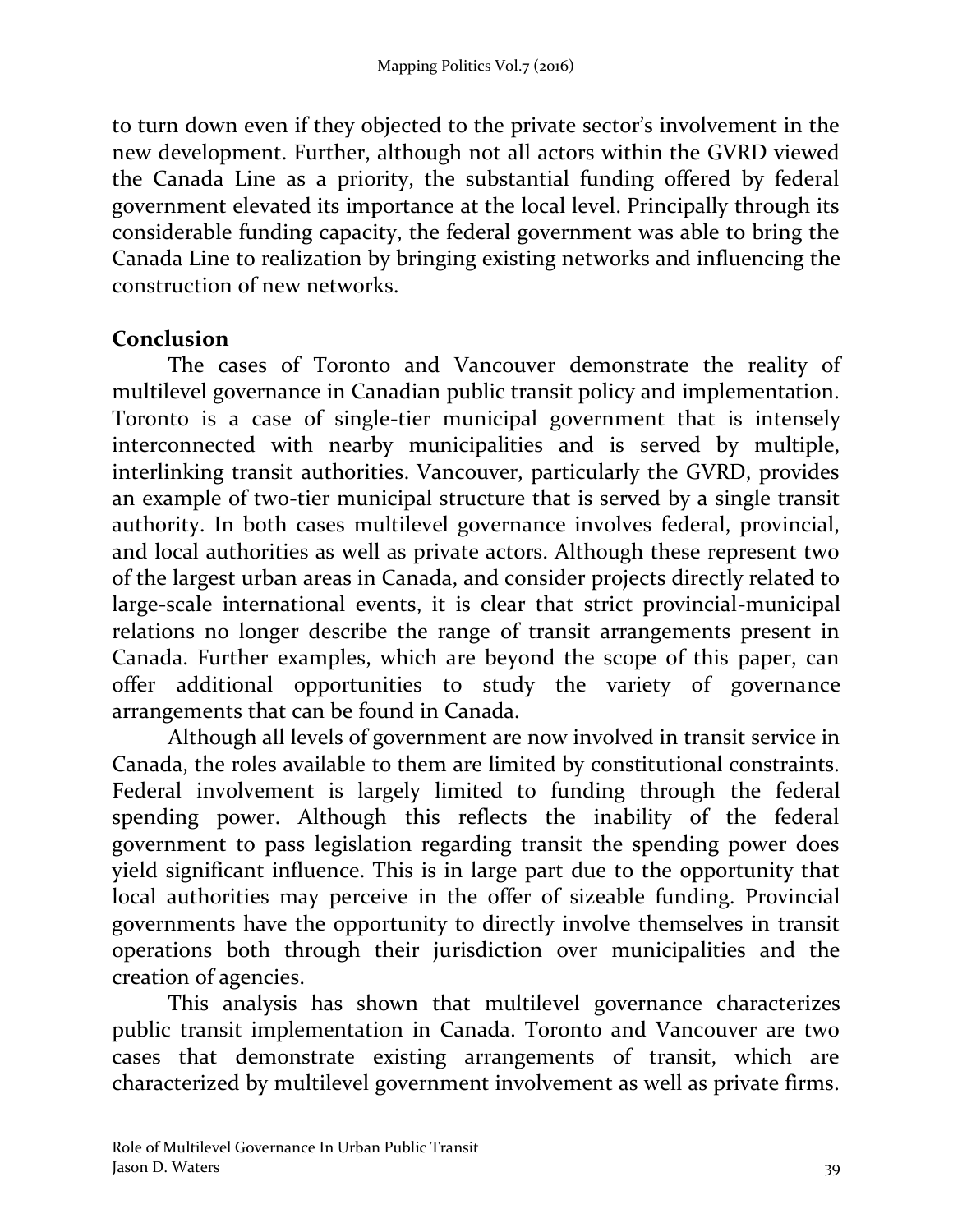to turn down even if they objected to the private sector's involvement in the new development. Further, although not all actors within the GVRD viewed the Canada Line as a priority, the substantial funding offered by federal government elevated its importance at the local level. Principally through its considerable funding capacity, the federal government was able to bring the Canada Line to realization by bringing existing networks and influencing the construction of new networks.

## Conclusion

The cases of Toronto and Vancouver demonstrate the reality of multilevel governance in Canadian public transit policy and implementation. Toronto is a case of single-tier municipal government that is intensely interconnected with nearby municipalities and is served by multiple, interlinking transit authorities. Vancouver, particularly the GVRD, provides an example of two-tier municipal structure that is served by a single transit authority. In both cases multilevel governance involves federal, provincial, and local authorities as well as private actors. Although these represent two of the largest urban areas in Canada, and consider projects directly related to large-scale international events, it is clear that strict provincial-municipal relations no longer describe the range of transit arrangements present in Canada. Further examples, which are beyond the scope of this paper, can offer additional opportunities to study the variety of governance arrangements that can be found in Canada.

Although all levels of government are now involved in transit service in Canada, the roles available to them are limited by constitutional constraints. Federal involvement is largely limited to funding through the federal spending power. Although this reflects the inability of the federal government to pass legislation regarding transit the spending power does yield significant influence. This is in large part due to the opportunity that local authorities may perceive in the offer of sizeable funding. Provincial governments have the opportunity to directly involve themselves in transit operations both through their jurisdiction over municipalities and the creation of agencies.

This analysis has shown that multilevel governance characterizes public transit implementation in Canada. Toronto and Vancouver are two cases that demonstrate existing arrangements of transit, which are characterized by multilevel government involvement as well as private firms.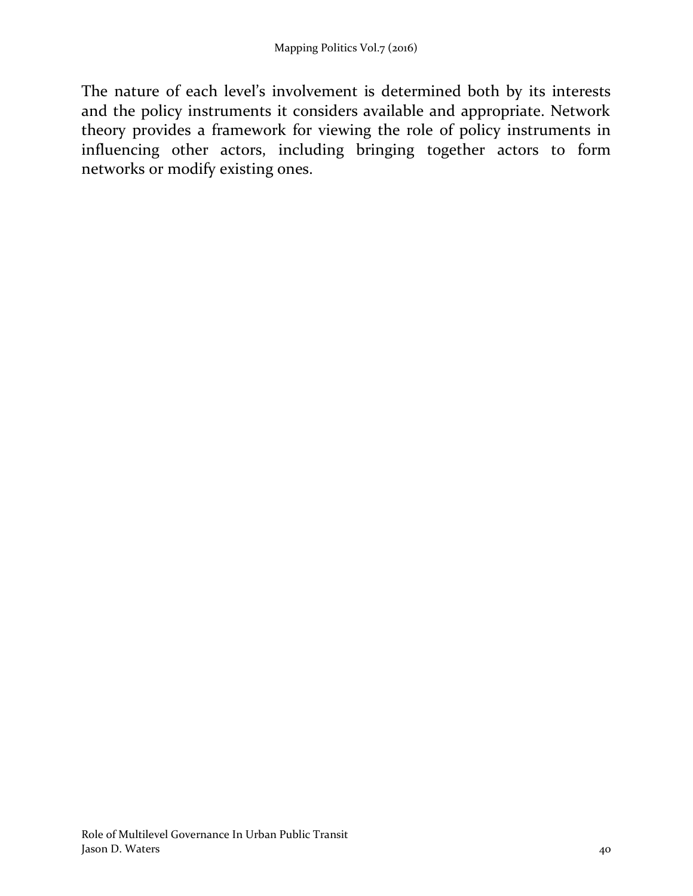The nature of each level's involvement is determined both by its interests and the policy instruments it considers available and appropriate. Network theory provides a framework for viewing the role of policy instruments in influencing other actors, including bringing together actors to form networks or modify existing ones.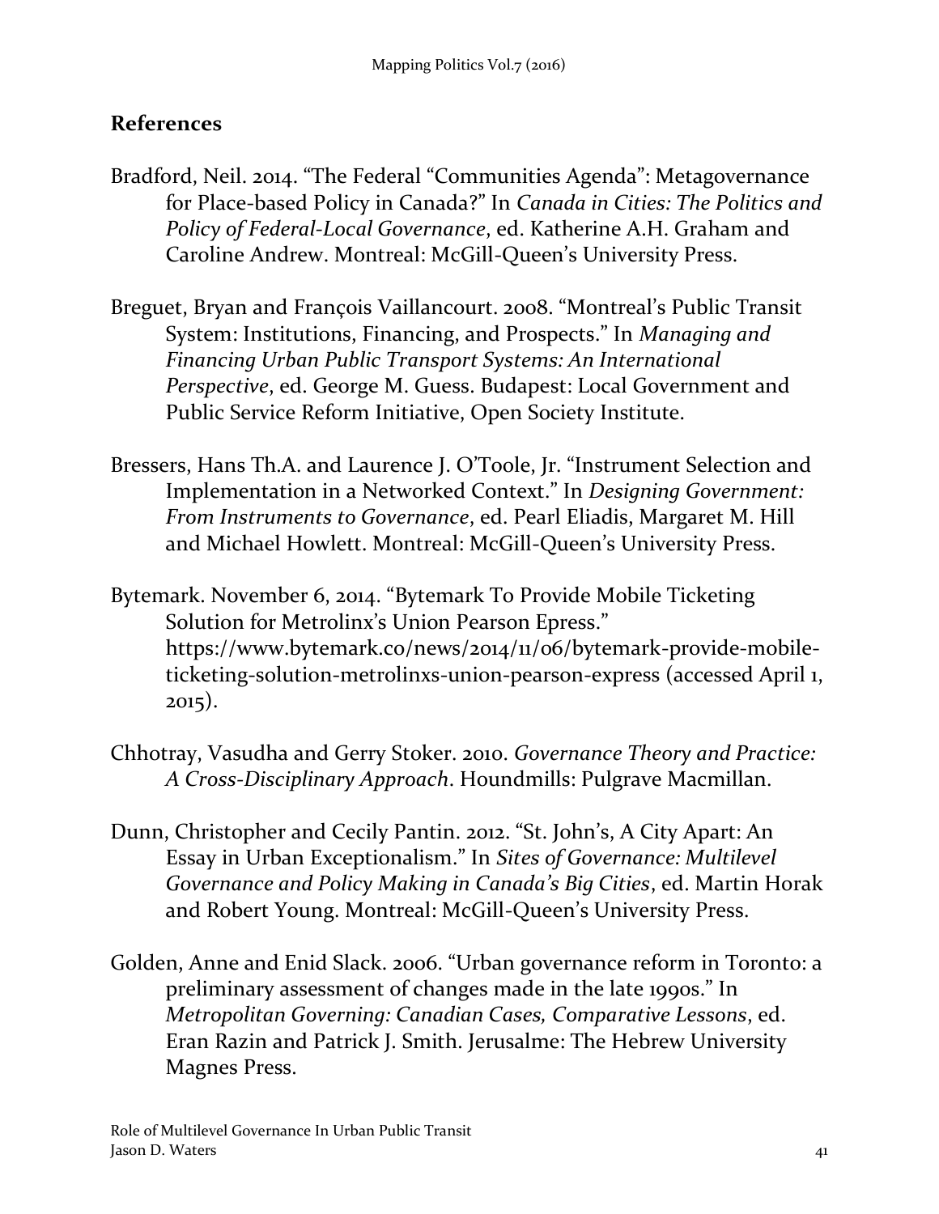## References

Bradford, Neil. 2014. "The Federal "Communities Agenda": Metagovernance for Place-based Policy in Canada?" In *Canada in Cities: The Politics and Policy of Federal-Local Governance*, ed. Katherine A.H. Graham and Caroline Andrew. Montreal: McGill-Queen's University Press.

Breguet, Bryan and François Vaillancourt. 2008. "Montreal's Public Transit System: Institutions, Financing, and Prospects." In *Managing and Financing Urban Public Transport Systems: An International Perspective*, ed. George M. Guess. Budapest: Local Government and Public Service Reform Initiative, Open Society Institute.

Bressers, Hans Th.A. and Laurence J. O'Toole, Jr. "Instrument Selection and Implementation in a Networked Context." In *Designing Government: From Instruments to Governance*, ed. Pearl Eliadis, Margaret M. Hill and Michael Howlett. Montreal: McGill-Queen's University Press.

Bytemark. November 6, 2014. "Bytemark To Provide Mobile Ticketing Solution for Metrolinx's Union Pearson Epress." https://www.bytemark.co/news/2014/11/06/bytemark-provide-mobile-ticketing-solution-metrolinxs-union-pearson-express (accessed April 1, 2015).

Chhotray, Vasudha and Gerry Stoker. 2010. *Governance Theory and Practice: A Cross-Disciplinary Approach*. Houndmills: Pulgrave Macmillan.

Dunn, Christopher and Cecily Pantin. 2012. "St. John's, A City Apart: An Essay in Urban Exceptionalism." In *Sites of Governance: Multilevel Governance and Policy Making in Canada's Big Cities*, ed. Martin Horak and Robert Young. Montreal: McGill-Queen's University Press.

Golden, Anne and Enid Slack. 2006. "Urban governance reform in Toronto: a preliminary assessment of changes made in the late 1990s." In *Metropolitan Governing: Canadian Cases, Comparative Lessons*, ed. Eran Razin and Patrick J. Smith. Jerusalme: The Hebrew University Magnes Press.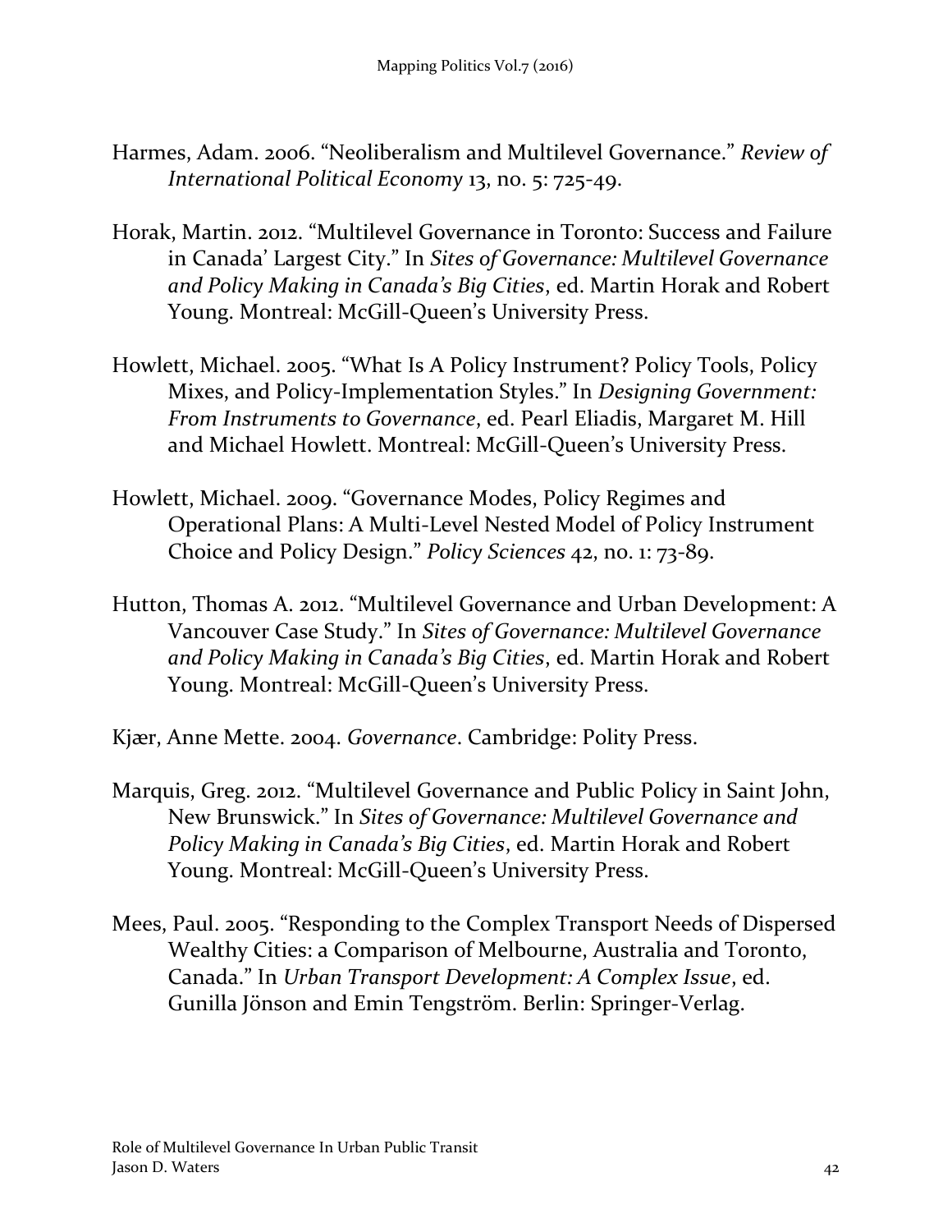Harmes, Adam. 2006. "Neoliberalism and Multilevel Governance." *Review of International Political Economy* 13, no. 5: 725-49.

Horak, Martin. 2012. "Multilevel Governance in Toronto: Success and Failure in Canada' Largest City." In *Sites of Governance: Multilevel Governance and Policy Making in Canada's Big Cities*, ed. Martin Horak and Robert Young. Montreal: McGill-Queen's University Press.

Howlett, Michael. 2005. "What Is A Policy Instrument? Policy Tools, Policy Mixes, and Policy-Implementation Styles." In *Designing Government: From Instruments to Governance*, ed. Pearl Eliadis, Margaret M. Hill and Michael Howlett. Montreal: McGill-Queen's University Press.

Howlett, Michael. 2009. "Governance Modes, Policy Regimes and Operational Plans: A Multi-Level Nested Model of Policy Instrument Choice and Policy Design." *Policy Sciences* 42, no. 1: 73-89.

Hutton, Thomas A. 2012. "Multilevel Governance and Urban Development: A Vancouver Case Study." In *Sites of Governance: Multilevel Governance and Policy Making in Canada's Big Cities*, ed. Martin Horak and Robert Young. Montreal: McGill-Queen's University Press.

Kjær, Anne Mette. 2004. *Governance*. Cambridge: Polity Press.

Marquis, Greg. 2012. "Multilevel Governance and Public Policy in Saint John, New Brunswick." In *Sites of Governance: Multilevel Governance and Policy Making in Canada's Big Cities*, ed. Martin Horak and Robert Young. Montreal: McGill-Queen's University Press.

Mees, Paul. 2005. "Responding to the Complex Transport Needs of Dispersed Wealthy Cities: a Comparison of Melbourne, Australia and Toronto, Canada." In *Urban Transport Development: A Complex Issue*, ed. Gunilla Jönson and Emin Tengström. Berlin: Springer-Verlag.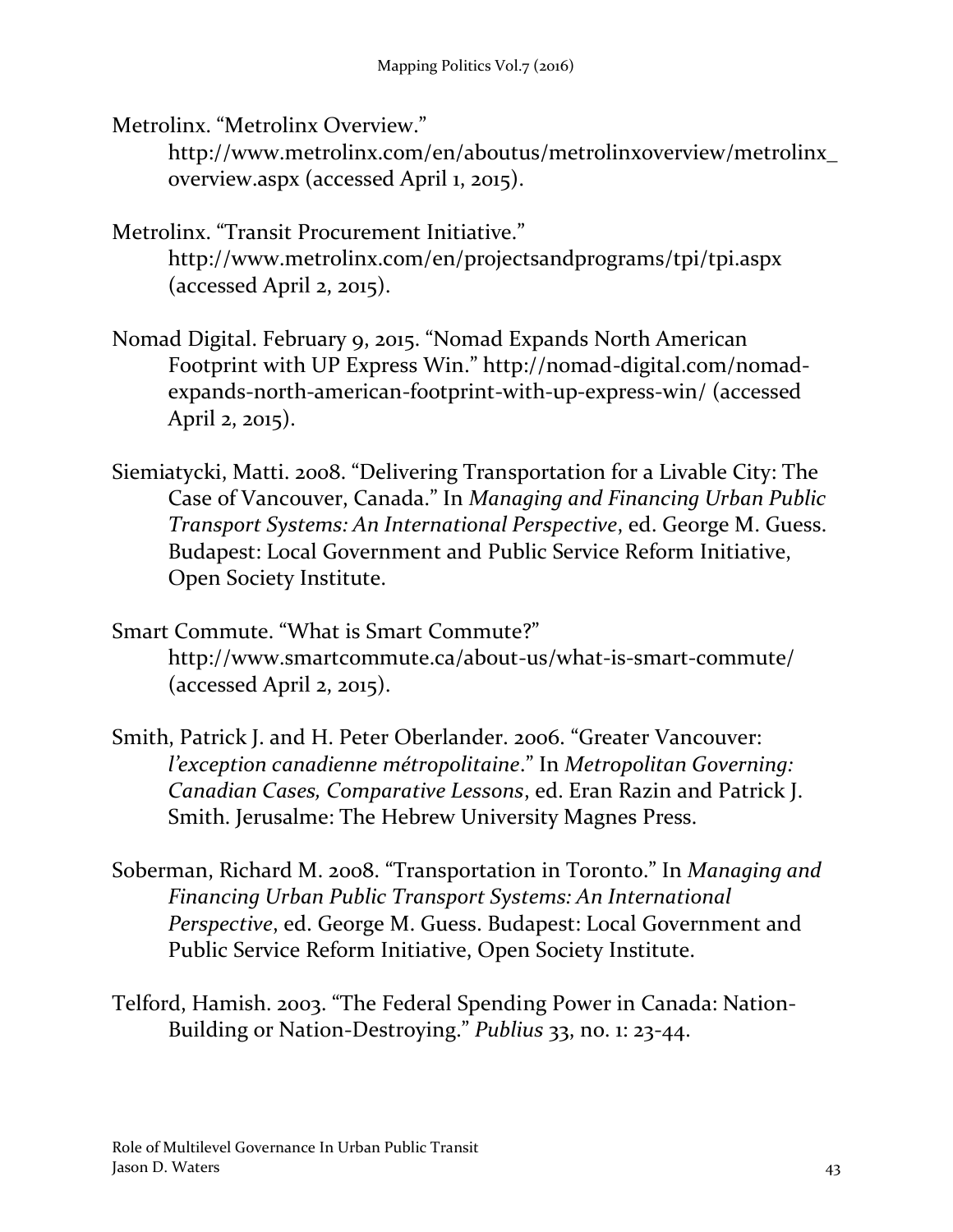Metrolinx. “Metrolinx Overview.” http://www.metrolinx.com/en/aboutus/metrolinxoverview/metrolinx_overview.aspx (accessed April 1, 2015).

Metrolinx. “Transit Procurement Initiative.” http://www.metrolinx.com/en/projectsandprograms/tpi/tpi.aspx (accessed April 2, 2015).

Nomad Digital. February 9, 2015. “Nomad Expands North American Footprint with UP Express Win.” http://nomad-digital.com/nomad-expands-north-american-footprint-with-up-express-win/ (accessed April 2, 2015).

Siemiatycki, Matti. 2008. “Delivering Transportation for a Livable City: The Case of Vancouver, Canada.” In *Managing and Financing Urban Public Transport Systems: An International Perspective*, ed. George M. Guess. Budapest: Local Government and Public Service Reform Initiative, Open Society Institute.

Smart Commute. “What is Smart Commute?” http://www.smartcommute.ca/about-us/what-is-smart-commute/ (accessed April 2, 2015).

Smith, Patrick J. and H. Peter Oberlander. 2006. “Greater Vancouver: *l’exception canadienne métropolitaine*.” In *Metropolitan Governing: Canadian Cases, Comparative Lessons*, ed. Eran Razin and Patrick J. Smith. Jerusalme: The Hebrew University Magnes Press.

Soberman, Richard M. 2008. “Transportation in Toronto.” In *Managing and Financing Urban Public Transport Systems: An International Perspective*, ed. George M. Guess. Budapest: Local Government and Public Service Reform Initiative, Open Society Institute.

Telford, Hamish. 2003. “The Federal Spending Power in Canada: Nation-Building or Nation-Destroying.” *Publius* 33, no. 1: 23-44.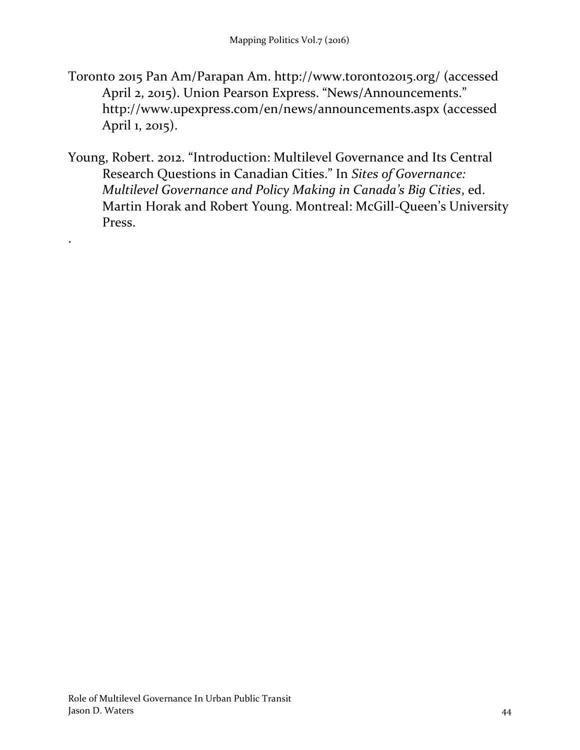Toronto 2015 Pan Am/Parapan Am. http://www.toronto2015.org/ (accessed April 2, 2015). Union Pearson Express. "News/Announcements." http://www.upexpress.com/en/news/announcements.aspx (accessed April 1, 2015).

Young, Robert. 2012. "Introduction: Multilevel Governance and Its Central Research Questions in Canadian Cities." In *Sites of Governance: Multilevel Governance and Policy Making in Canada's Big Cities*, ed. Martin Horak and Robert Young. Montreal: McGill-Queen's University Press.

.